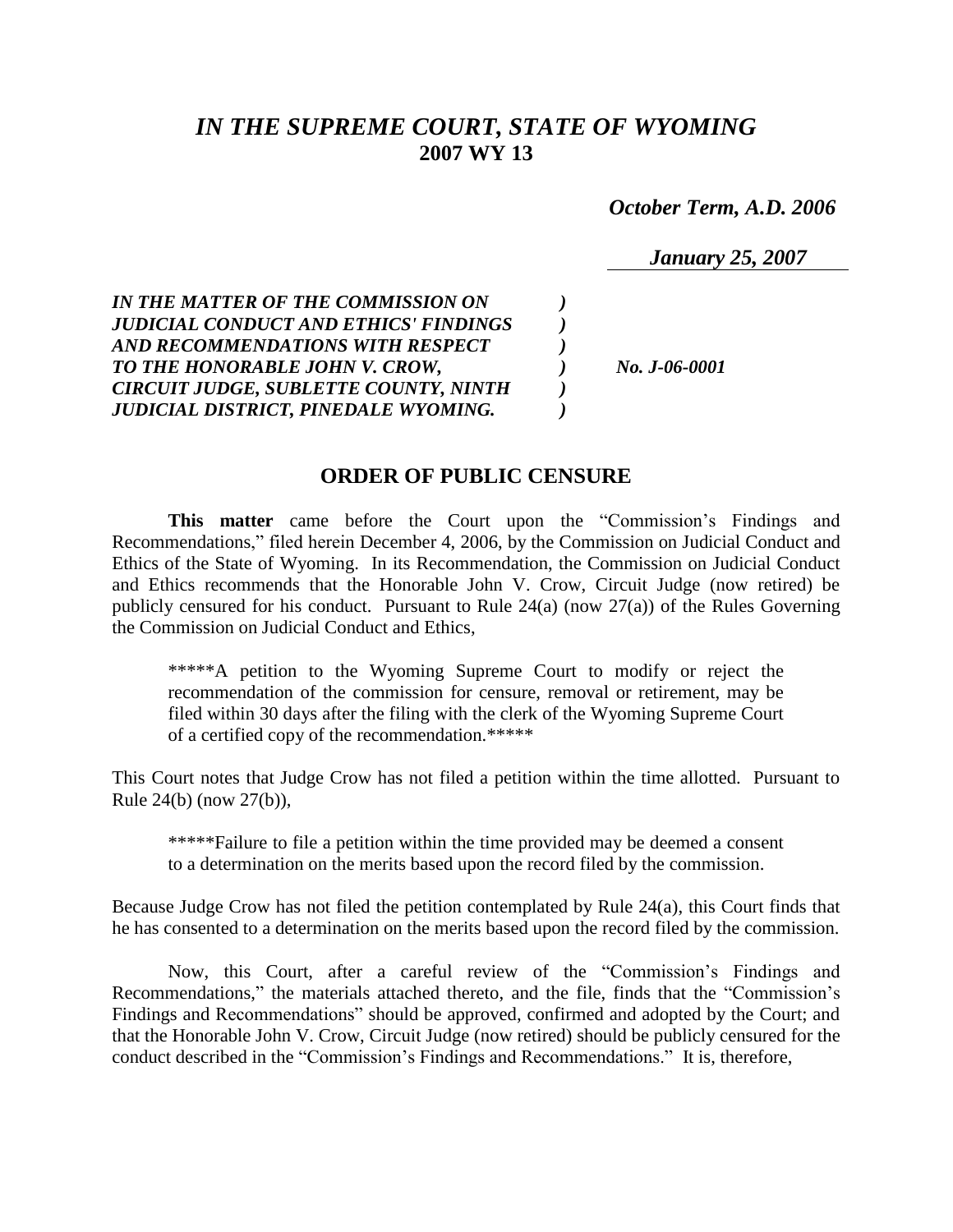# *IN THE SUPREME COURT, STATE OF WYOMING*
## 2007 WY 13

*October Term, A.D. 2006*

*January 25, 2007*

*IN THE MATTER OF THE COMMISSION ON JUDICIAL CONDUCT AND ETHICS' FINDINGS AND RECOMMENDATIONS WITH RESPECT TO THE HONORABLE JOHN V. CROW, CIRCUIT JUDGE, SUBLETTE COUNTY, NINTH JUDICIAL DISTRICT, PINEDALE WYOMING.*

*No. J-06-0001*

## ORDER OF PUBLIC CENSURE

**This matter** came before the Court upon the "Commission's Findings and Recommendations," filed herein December 4, 2006, by the Commission on Judicial Conduct and Ethics of the State of Wyoming. In its Recommendation, the Commission on Judicial Conduct and Ethics recommends that the Honorable John V. Crow, Circuit Judge (now retired) be publicly censured for his conduct. Pursuant to Rule 24(a) (now 27(a)) of the Rules Governing the Commission on Judicial Conduct and Ethics,

> *****A petition to the Wyoming Supreme Court to modify or reject the recommendation of the commission for censure, removal or retirement, may be filed within 30 days after the filing with the clerk of the Wyoming Supreme Court of a certified copy of the recommendation.*****

This Court notes that Judge Crow has not filed a petition within the time allotted. Pursuant to Rule 24(b) (now 27(b)),

> *****Failure to file a petition within the time provided may be deemed a consent to a determination on the merits based upon the record filed by the commission.

Because Judge Crow has not filed the petition contemplated by Rule 24(a), this Court finds that he has consented to a determination on the merits based upon the record filed by the commission.

Now, this Court, after a careful review of the "Commission's Findings and Recommendations," the materials attached thereto, and the file, finds that the "Commission's Findings and Recommendations" should be approved, confirmed and adopted by the Court; and that the Honorable John V. Crow, Circuit Judge (now retired) should be publicly censured for the conduct described in the "Commission's Findings and Recommendations." It is, therefore,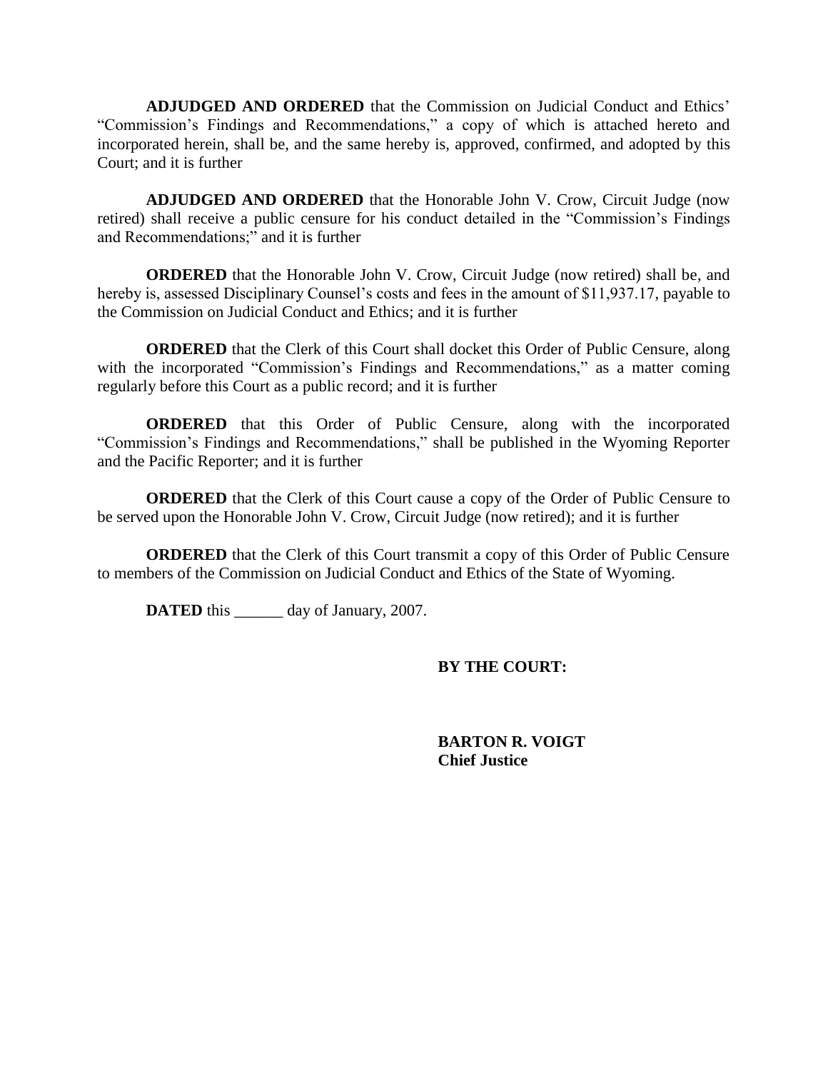**ADJUDGED AND ORDERED** that the Commission on Judicial Conduct and Ethics' "Commission's Findings and Recommendations," a copy of which is attached hereto and incorporated herein, shall be, and the same hereby is, approved, confirmed, and adopted by this Court; and it is further

**ADJUDGED AND ORDERED** that the Honorable John V. Crow, Circuit Judge (now retired) shall receive a public censure for his conduct detailed in the "Commission's Findings and Recommendations;" and it is further

**ORDERED** that the Honorable John V. Crow, Circuit Judge (now retired) shall be, and hereby is, assessed Disciplinary Counsel's costs and fees in the amount of $11,937.17, payable to the Commission on Judicial Conduct and Ethics; and it is further

**ORDERED** that the Clerk of this Court shall docket this Order of Public Censure, along with the incorporated "Commission's Findings and Recommendations," as a matter coming regularly before this Court as a public record; and it is further

**ORDERED** that this Order of Public Censure, along with the incorporated "Commission's Findings and Recommendations," shall be published in the Wyoming Reporter and the Pacific Reporter; and it is further

**ORDERED** that the Clerk of this Court cause a copy of the Order of Public Censure to be served upon the Honorable John V. Crow, Circuit Judge (now retired); and it is further

**ORDERED** that the Clerk of this Court transmit a copy of this Order of Public Censure to members of the Commission on Judicial Conduct and Ethics of the State of Wyoming.

**DATED** this ______ day of January, 2007.

**BY THE COURT:**

**BARTON R. VOIGT**
**Chief Justice**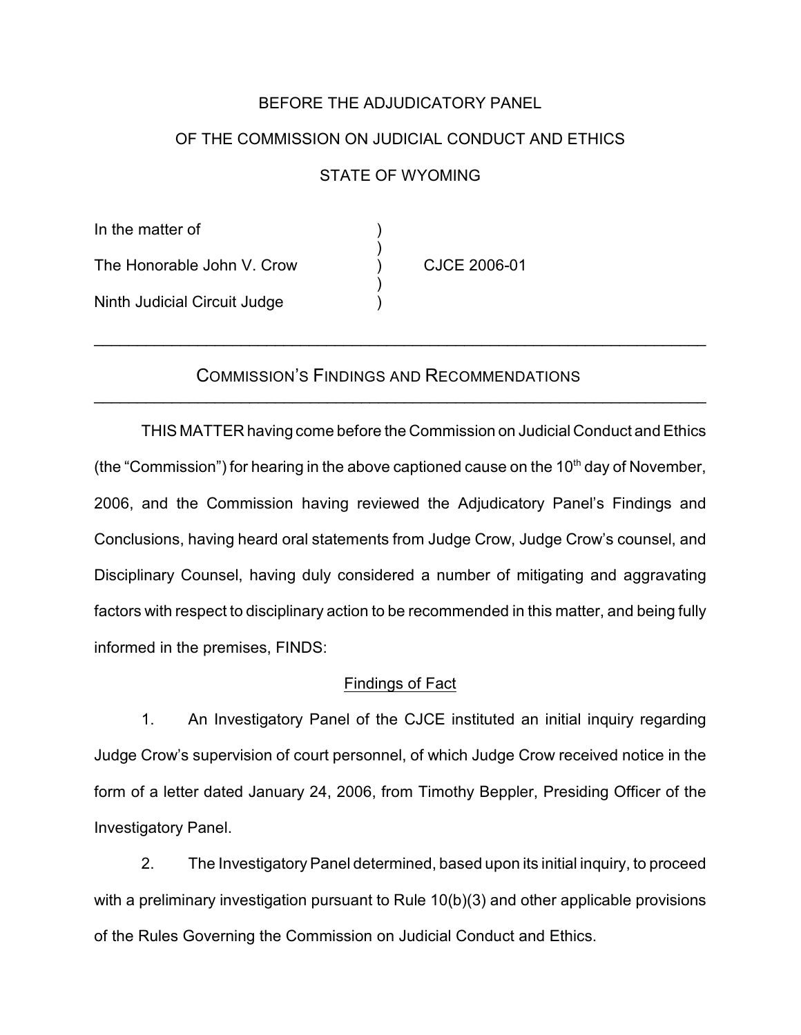BEFORE THE ADJUDICATORY PANEL

OF THE COMMISSION ON JUDICIAL CONDUCT AND ETHICS

STATE OF WYOMING

| | | |
|---|---|---|
| In the matter of | ) | |
| | ) | |
| The Honorable John V. Crow | ) | CJCE 2006-01 |
| | ) | |
| Ninth Judicial Circuit Judge | ) | |

---

## COMMISSION'S FINDINGS AND RECOMMENDATIONS

---

THIS MATTER having come before the Commission on Judicial Conduct and Ethics (the "Commission") for hearing in the above captioned cause on the 10th day of November, 2006, and the Commission having reviewed the Adjudicatory Panel's Findings and Conclusions, having heard oral statements from Judge Crow, Judge Crow's counsel, and Disciplinary Counsel, having duly considered a number of mitigating and aggravating factors with respect to disciplinary action to be recommended in this matter, and being fully informed in the premises, FINDS:

### Findings of Fact

1. An Investigatory Panel of the CJCE instituted an initial inquiry regarding Judge Crow's supervision of court personnel, of which Judge Crow received notice in the form of a letter dated January 24, 2006, from Timothy Beppler, Presiding Officer of the Investigatory Panel.

2. The Investigatory Panel determined, based upon its initial inquiry, to proceed with a preliminary investigation pursuant to Rule 10(b)(3) and other applicable provisions of the Rules Governing the Commission on Judicial Conduct and Ethics.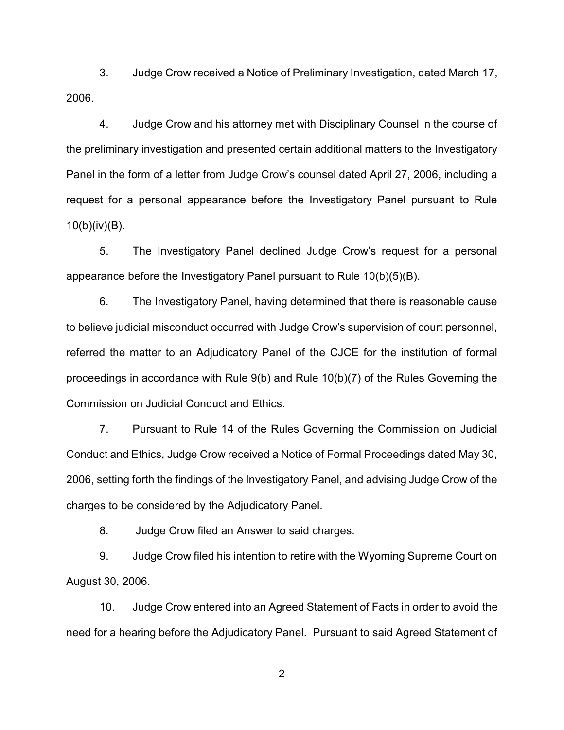3. Judge Crow received a Notice of Preliminary Investigation, dated March 17, 2006.

4. Judge Crow and his attorney met with Disciplinary Counsel in the course of the preliminary investigation and presented certain additional matters to the Investigatory Panel in the form of a letter from Judge Crow's counsel dated April 27, 2006, including a request for a personal appearance before the Investigatory Panel pursuant to Rule 10(b)(iv)(B).

5. The Investigatory Panel declined Judge Crow's request for a personal appearance before the Investigatory Panel pursuant to Rule 10(b)(5)(B).

6. The Investigatory Panel, having determined that there is reasonable cause to believe judicial misconduct occurred with Judge Crow's supervision of court personnel, referred the matter to an Adjudicatory Panel of the CJCE for the institution of formal proceedings in accordance with Rule 9(b) and Rule 10(b)(7) of the Rules Governing the Commission on Judicial Conduct and Ethics.

7. Pursuant to Rule 14 of the Rules Governing the Commission on Judicial Conduct and Ethics, Judge Crow received a Notice of Formal Proceedings dated May 30, 2006, setting forth the findings of the Investigatory Panel, and advising Judge Crow of the charges to be considered by the Adjudicatory Panel.

8. Judge Crow filed an Answer to said charges.

9. Judge Crow filed his intention to retire with the Wyoming Supreme Court on August 30, 2006.

10. Judge Crow entered into an Agreed Statement of Facts in order to avoid the need for a hearing before the Adjudicatory Panel. Pursuant to said Agreed Statement of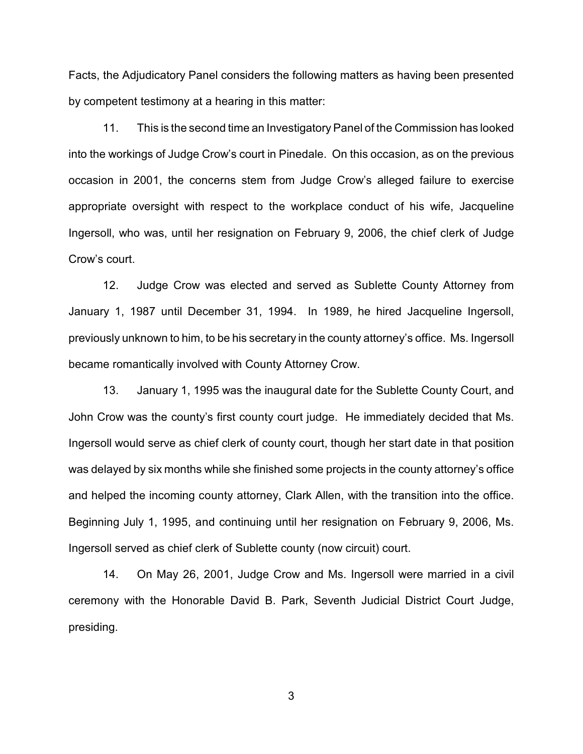Facts, the Adjudicatory Panel considers the following matters as having been presented by competent testimony at a hearing in this matter:

11. This is the second time an Investigatory Panel of the Commission has looked into the workings of Judge Crow's court in Pinedale. On this occasion, as on the previous occasion in 2001, the concerns stem from Judge Crow's alleged failure to exercise appropriate oversight with respect to the workplace conduct of his wife, Jacqueline Ingersoll, who was, until her resignation on February 9, 2006, the chief clerk of Judge Crow's court.

12. Judge Crow was elected and served as Sublette County Attorney from January 1, 1987 until December 31, 1994. In 1989, he hired Jacqueline Ingersoll, previously unknown to him, to be his secretary in the county attorney's office. Ms. Ingersoll became romantically involved with County Attorney Crow.

13. January 1, 1995 was the inaugural date for the Sublette County Court, and John Crow was the county's first county court judge. He immediately decided that Ms. Ingersoll would serve as chief clerk of county court, though her start date in that position was delayed by six months while she finished some projects in the county attorney's office and helped the incoming county attorney, Clark Allen, with the transition into the office. Beginning July 1, 1995, and continuing until her resignation on February 9, 2006, Ms. Ingersoll served as chief clerk of Sublette county (now circuit) court.

14. On May 26, 2001, Judge Crow and Ms. Ingersoll were married in a civil ceremony with the Honorable David B. Park, Seventh Judicial District Court Judge, presiding.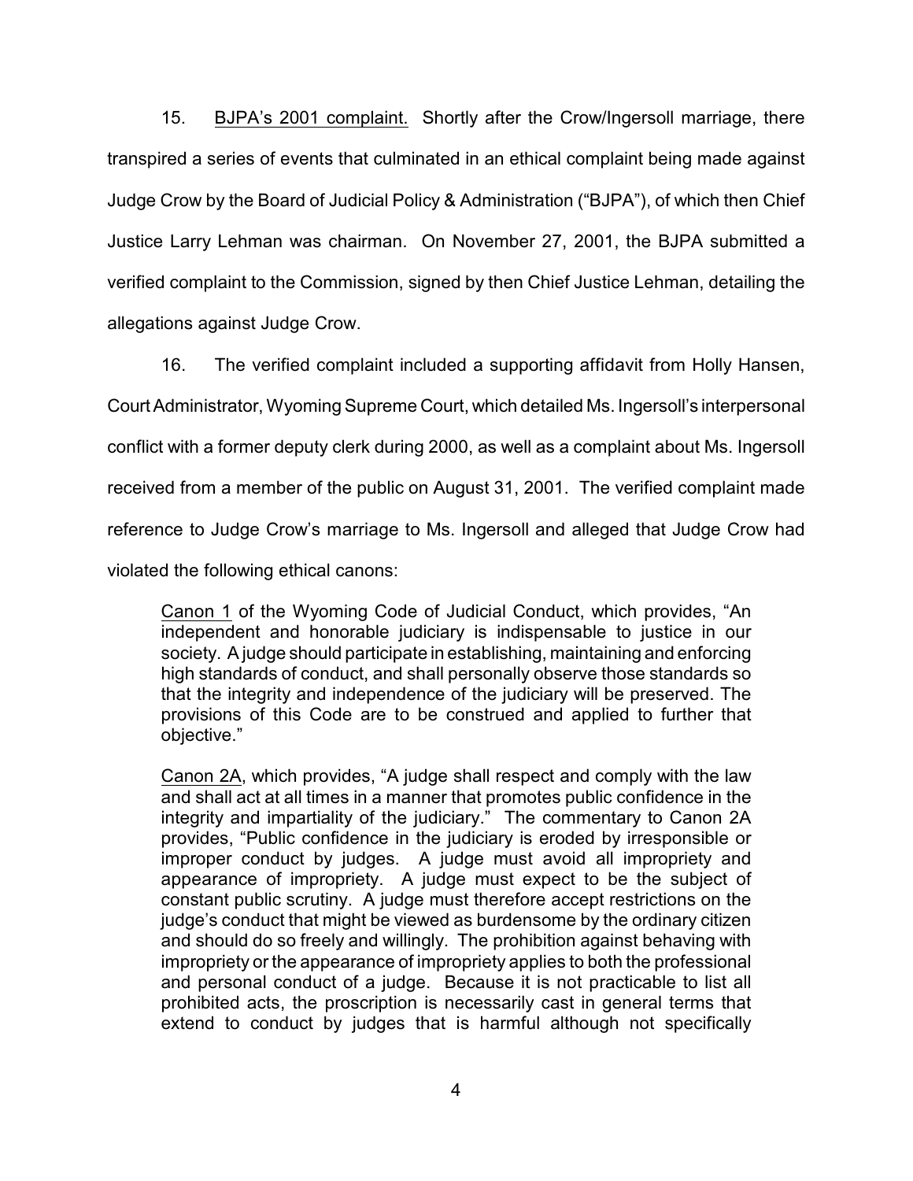15. <u>BJPA's 2001 complaint.</u> Shortly after the Crow/Ingersoll marriage, there transpired a series of events that culminated in an ethical complaint being made against Judge Crow by the Board of Judicial Policy & Administration ("BJPA"), of which then Chief Justice Larry Lehman was chairman. On November 27, 2001, the BJPA submitted a verified complaint to the Commission, signed by then Chief Justice Lehman, detailing the allegations against Judge Crow.

16. The verified complaint included a supporting affidavit from Holly Hansen, Court Administrator, Wyoming Supreme Court, which detailed Ms. Ingersoll's interpersonal conflict with a former deputy clerk during 2000, as well as a complaint about Ms. Ingersoll received from a member of the public on August 31, 2001. The verified complaint made reference to Judge Crow's marriage to Ms. Ingersoll and alleged that Judge Crow had violated the following ethical canons:

> <u>Canon 1</u> of the Wyoming Code of Judicial Conduct, which provides, "An independent and honorable judiciary is indispensable to justice in our society. A judge should participate in establishing, maintaining and enforcing high standards of conduct, and shall personally observe those standards so that the integrity and independence of the judiciary will be preserved. The provisions of this Code are to be construed and applied to further that objective."
>
> <u>Canon 2A</u>, which provides, "A judge shall respect and comply with the law and shall act at all times in a manner that promotes public confidence in the integrity and impartiality of the judiciary." The commentary to Canon 2A provides, "Public confidence in the judiciary is eroded by irresponsible or improper conduct by judges. A judge must avoid all impropriety and appearance of impropriety. A judge must expect to be the subject of constant public scrutiny. A judge must therefore accept restrictions on the judge's conduct that might be viewed as burdensome by the ordinary citizen and should do so freely and willingly. The prohibition against behaving with impropriety or the appearance of impropriety applies to both the professional and personal conduct of a judge. Because it is not practicable to list all prohibited acts, the proscription is necessarily cast in general terms that extend to conduct by judges that is harmful although not specifically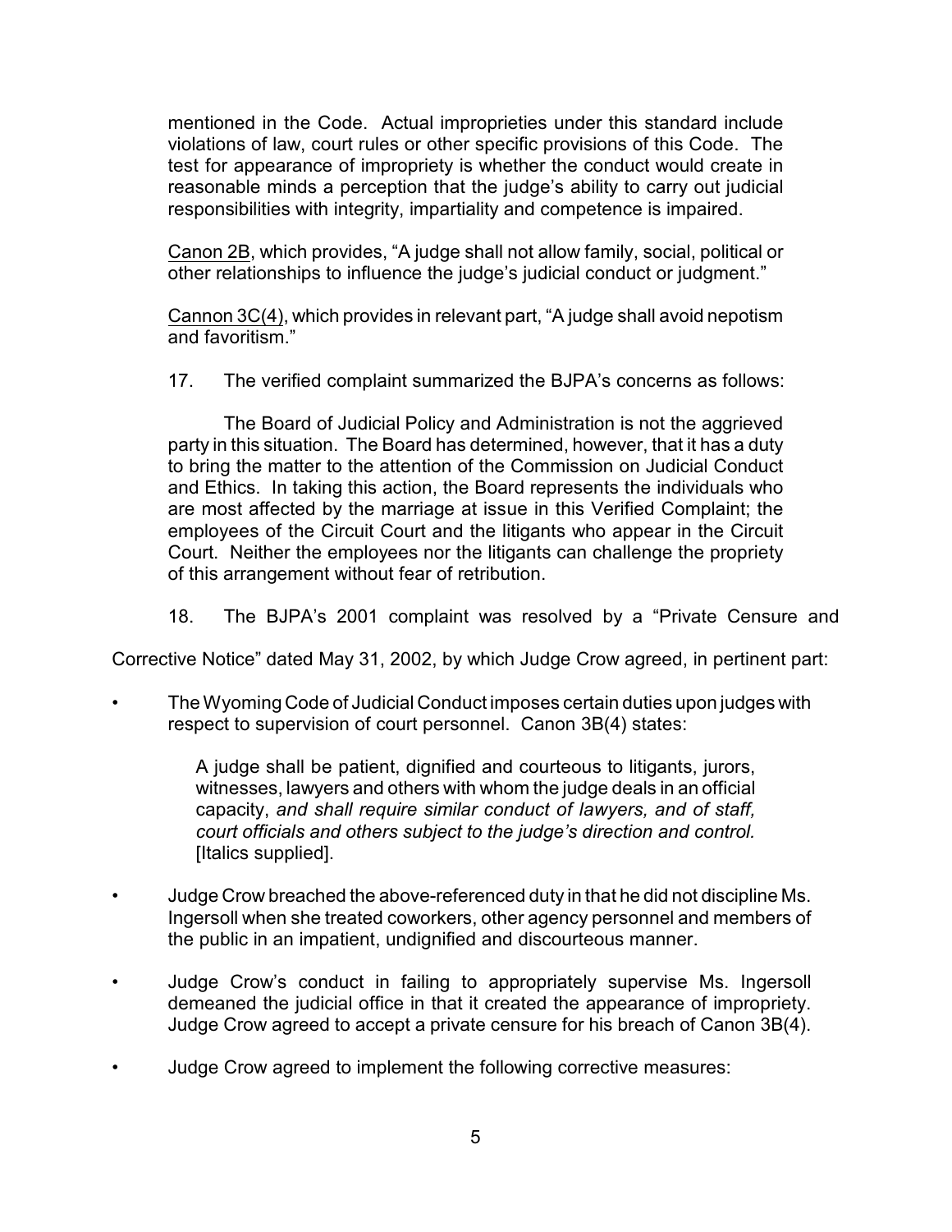mentioned in the Code. Actual improprieties under this standard include violations of law, court rules or other specific provisions of this Code. The test for appearance of impropriety is whether the conduct would create in reasonable minds a perception that the judge's ability to carry out judicial responsibilities with integrity, impartiality and competence is impaired.

Canon 2B, which provides, "A judge shall not allow family, social, political or other relationships to influence the judge's judicial conduct or judgment."

Cannon 3C(4), which provides in relevant part, "A judge shall avoid nepotism and favoritism."

17. The verified complaint summarized the BJPA's concerns as follows:

> The Board of Judicial Policy and Administration is not the aggrieved party in this situation. The Board has determined, however, that it has a duty to bring the matter to the attention of the Commission on Judicial Conduct and Ethics. In taking this action, the Board represents the individuals who are most affected by the marriage at issue in this Verified Complaint; the employees of the Circuit Court and the litigants who appear in the Circuit Court. Neither the employees nor the litigants can challenge the propriety of this arrangement without fear of retribution.

18. The BJPA's 2001 complaint was resolved by a "Private Censure and Corrective Notice" dated May 31, 2002, by which Judge Crow agreed, in pertinent part:

- The Wyoming Code of Judicial Conduct imposes certain duties upon judges with respect to supervision of court personnel. Canon 3B(4) states:

  > A judge shall be patient, dignified and courteous to litigants, jurors, witnesses, lawyers and others with whom the judge deals in an official capacity, *and shall require similar conduct of lawyers, and of staff, court officials and others subject to the judge's direction and control.* [Italics supplied].

- Judge Crow breached the above-referenced duty in that he did not discipline Ms. Ingersoll when she treated coworkers, other agency personnel and members of the public in an impatient, undignified and discourteous manner.
- Judge Crow's conduct in failing to appropriately supervise Ms. Ingersoll demeaned the judicial office in that it created the appearance of impropriety. Judge Crow agreed to accept a private censure for his breach of Canon 3B(4).
- Judge Crow agreed to implement the following corrective measures: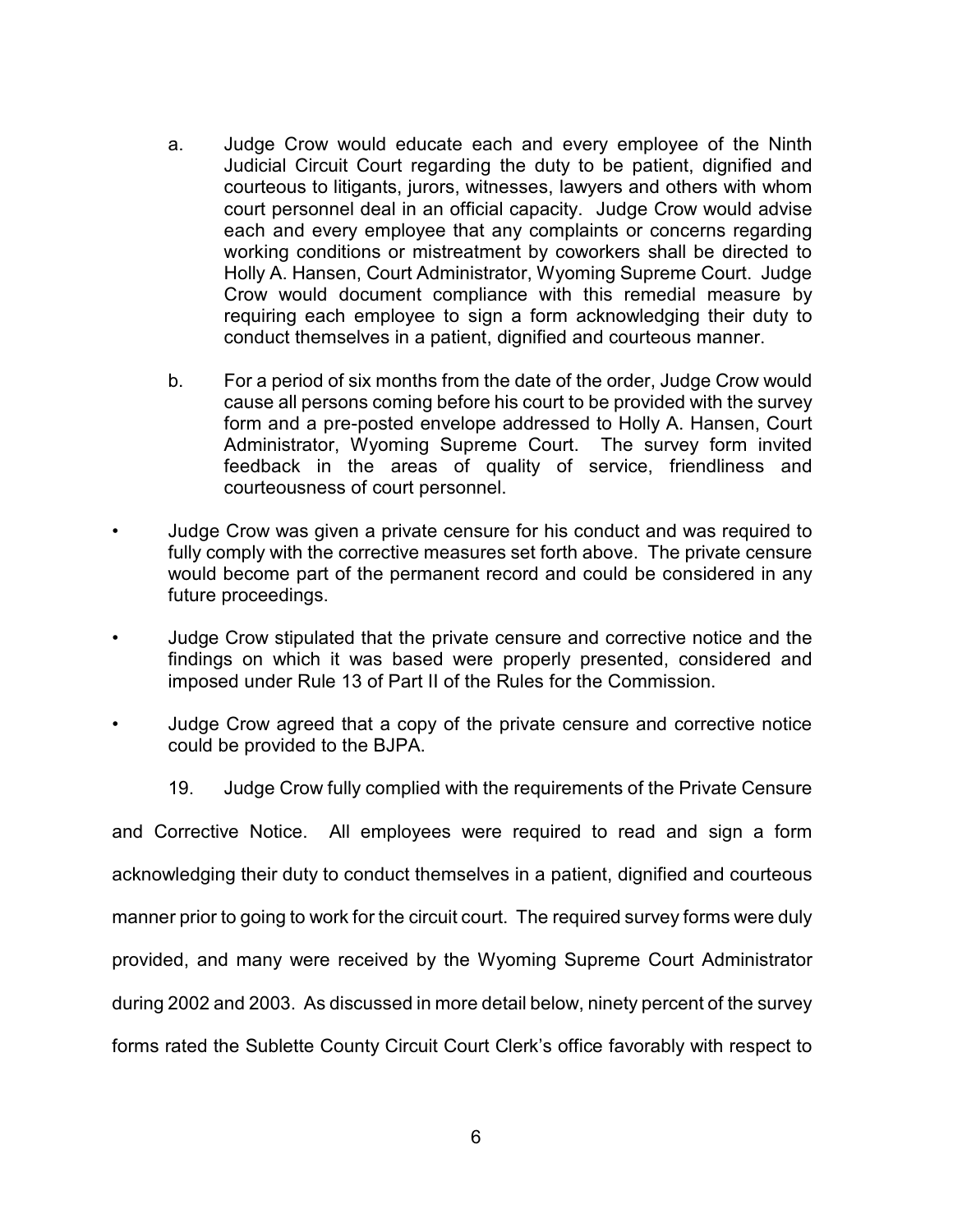a. Judge Crow would educate each and every employee of the Ninth Judicial Circuit Court regarding the duty to be patient, dignified and courteous to litigants, jurors, witnesses, lawyers and others with whom court personnel deal in an official capacity. Judge Crow would advise each and every employee that any complaints or concerns regarding working conditions or mistreatment by coworkers shall be directed to Holly A. Hansen, Court Administrator, Wyoming Supreme Court. Judge Crow would document compliance with this remedial measure by requiring each employee to sign a form acknowledging their duty to conduct themselves in a patient, dignified and courteous manner.

b. For a period of six months from the date of the order, Judge Crow would cause all persons coming before his court to be provided with the survey form and a pre-posted envelope addressed to Holly A. Hansen, Court Administrator, Wyoming Supreme Court. The survey form invited feedback in the areas of quality of service, friendliness and courteousness of court personnel.

- Judge Crow was given a private censure for his conduct and was required to fully comply with the corrective measures set forth above. The private censure would become part of the permanent record and could be considered in any future proceedings.
- Judge Crow stipulated that the private censure and corrective notice and the findings on which it was based were properly presented, considered and imposed under Rule 13 of Part II of the Rules for the Commission.
- Judge Crow agreed that a copy of the private censure and corrective notice could be provided to the BJPA.

19. Judge Crow fully complied with the requirements of the Private Censure and Corrective Notice. All employees were required to read and sign a form acknowledging their duty to conduct themselves in a patient, dignified and courteous manner prior to going to work for the circuit court. The required survey forms were duly provided, and many were received by the Wyoming Supreme Court Administrator during 2002 and 2003. As discussed in more detail below, ninety percent of the survey forms rated the Sublette County Circuit Court Clerk's office favorably with respect to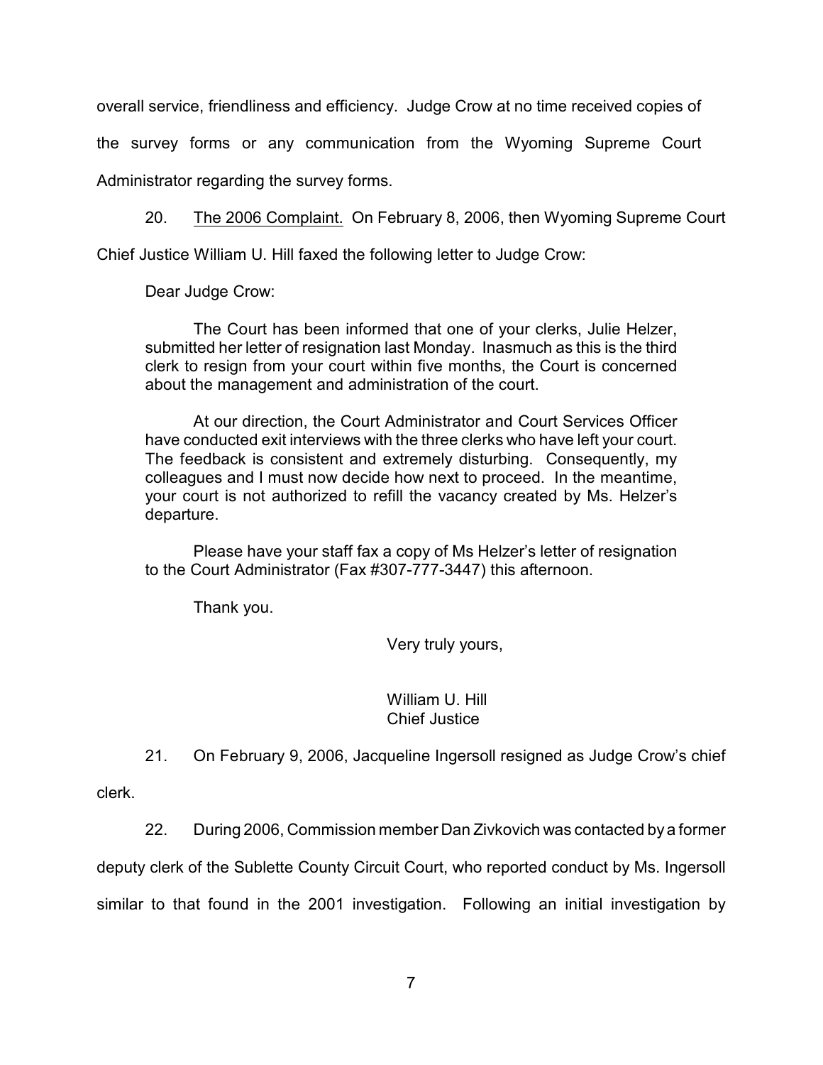overall service, friendliness and efficiency. Judge Crow at no time received copies of the survey forms or any communication from the Wyoming Supreme Court Administrator regarding the survey forms.

20. The 2006 Complaint. On February 8, 2006, then Wyoming Supreme Court Chief Justice William U. Hill faxed the following letter to Judge Crow:

> Dear Judge Crow:
>
> The Court has been informed that one of your clerks, Julie Helzer, submitted her letter of resignation last Monday. Inasmuch as this is the third clerk to resign from your court within five months, the Court is concerned about the management and administration of the court.
>
> At our direction, the Court Administrator and Court Services Officer have conducted exit interviews with the three clerks who have left your court. The feedback is consistent and extremely disturbing. Consequently, my colleagues and I must now decide how next to proceed. In the meantime, your court is not authorized to refill the vacancy created by Ms. Helzer's departure.
>
> Please have your staff fax a copy of Ms Helzer's letter of resignation to the Court Administrator (Fax #307-777-3447) this afternoon.
>
> Thank you.
>
> Very truly yours,
>
> William U. Hill
> Chief Justice

21. On February 9, 2006, Jacqueline Ingersoll resigned as Judge Crow's chief clerk.

22. During 2006, Commission member Dan Zivkovich was contacted by a former deputy clerk of the Sublette County Circuit Court, who reported conduct by Ms. Ingersoll similar to that found in the 2001 investigation. Following an initial investigation by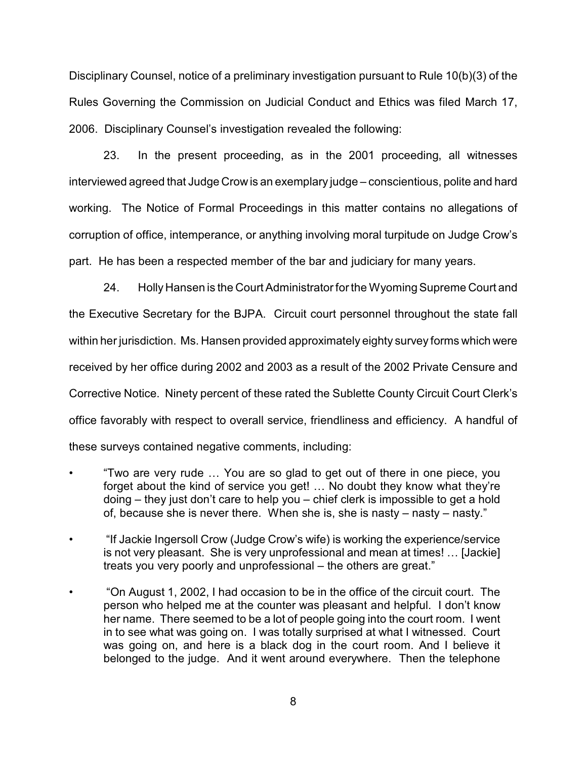Disciplinary Counsel, notice of a preliminary investigation pursuant to Rule 10(b)(3) of the Rules Governing the Commission on Judicial Conduct and Ethics was filed March 17, 2006. Disciplinary Counsel's investigation revealed the following:

23. In the present proceeding, as in the 2001 proceeding, all witnesses interviewed agreed that Judge Crow is an exemplary judge – conscientious, polite and hard working. The Notice of Formal Proceedings in this matter contains no allegations of corruption of office, intemperance, or anything involving moral turpitude on Judge Crow's part. He has been a respected member of the bar and judiciary for many years.

24. Holly Hansen is the Court Administrator for the Wyoming Supreme Court and the Executive Secretary for the BJPA. Circuit court personnel throughout the state fall within her jurisdiction. Ms. Hansen provided approximately eighty survey forms which were received by her office during 2002 and 2003 as a result of the 2002 Private Censure and Corrective Notice. Ninety percent of these rated the Sublette County Circuit Court Clerk's office favorably with respect to overall service, friendliness and efficiency. A handful of these surveys contained negative comments, including:

- "Two are very rude … You are so glad to get out of there in one piece, you forget about the kind of service you get! … No doubt they know what they're doing – they just don't care to help you – chief clerk is impossible to get a hold of, because she is never there. When she is, she is nasty – nasty – nasty."
- "If Jackie Ingersoll Crow (Judge Crow's wife) is working the experience/service is not very pleasant. She is very unprofessional and mean at times! … [Jackie] treats you very poorly and unprofessional – the others are great."
- "On August 1, 2002, I had occasion to be in the office of the circuit court. The person who helped me at the counter was pleasant and helpful. I don't know her name. There seemed to be a lot of people going into the court room. I went in to see what was going on. I was totally surprised at what I witnessed. Court was going on, and here is a black dog in the court room. And I believe it belonged to the judge. And it went around everywhere. Then the telephone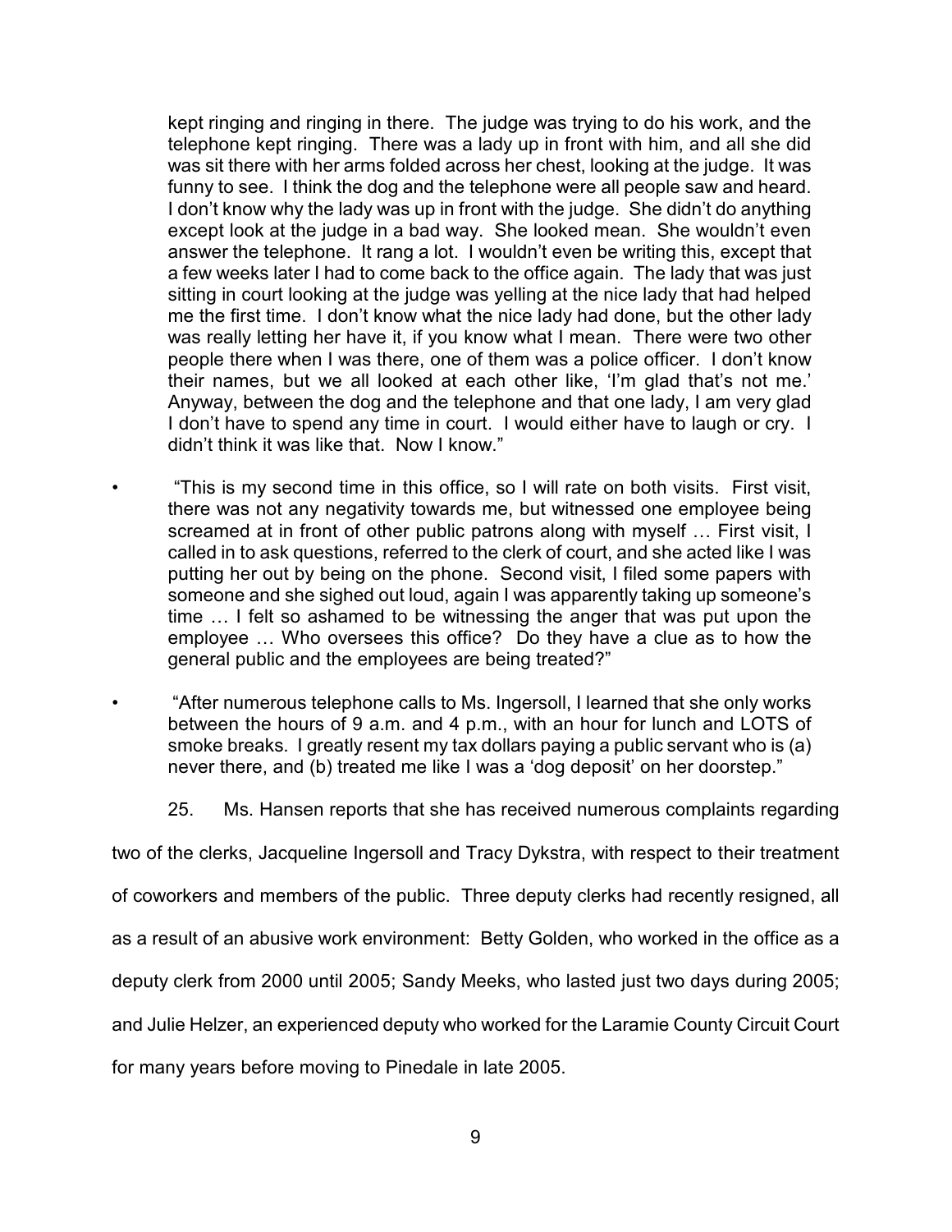kept ringing and ringing in there. The judge was trying to do his work, and the telephone kept ringing. There was a lady up in front with him, and all she did was sit there with her arms folded across her chest, looking at the judge. It was funny to see. I think the dog and the telephone were all people saw and heard. I don't know why the lady was up in front with the judge. She didn't do anything except look at the judge in a bad way. She looked mean. She wouldn't even answer the telephone. It rang a lot. I wouldn't even be writing this, except that a few weeks later I had to come back to the office again. The lady that was just sitting in court looking at the judge was yelling at the nice lady that had helped me the first time. I don't know what the nice lady had done, but the other lady was really letting her have it, if you know what I mean. There were two other people there when I was there, one of them was a police officer. I don't know their names, but we all looked at each other like, 'I'm glad that's not me.' Anyway, between the dog and the telephone and that one lady, I am very glad I don't have to spend any time in court. I would either have to laugh or cry. I didn't think it was like that. Now I know."

- "This is my second time in this office, so I will rate on both visits. First visit, there was not any negativity towards me, but witnessed one employee being screamed at in front of other public patrons along with myself … First visit, I called in to ask questions, referred to the clerk of court, and she acted like I was putting her out by being on the phone. Second visit, I filed some papers with someone and she sighed out loud, again I was apparently taking up someone's time … I felt so ashamed to be witnessing the anger that was put upon the employee … Who oversees this office? Do they have a clue as to how the general public and the employees are being treated?"

- "After numerous telephone calls to Ms. Ingersoll, I learned that she only works between the hours of 9 a.m. and 4 p.m., with an hour for lunch and LOTS of smoke breaks. I greatly resent my tax dollars paying a public servant who is (a) never there, and (b) treated me like I was a 'dog deposit' on her doorstep."

25. Ms. Hansen reports that she has received numerous complaints regarding two of the clerks, Jacqueline Ingersoll and Tracy Dykstra, with respect to their treatment of coworkers and members of the public. Three deputy clerks had recently resigned, all as a result of an abusive work environment: Betty Golden, who worked in the office as a deputy clerk from 2000 until 2005; Sandy Meeks, who lasted just two days during 2005; and Julie Helzer, an experienced deputy who worked for the Laramie County Circuit Court for many years before moving to Pinedale in late 2005.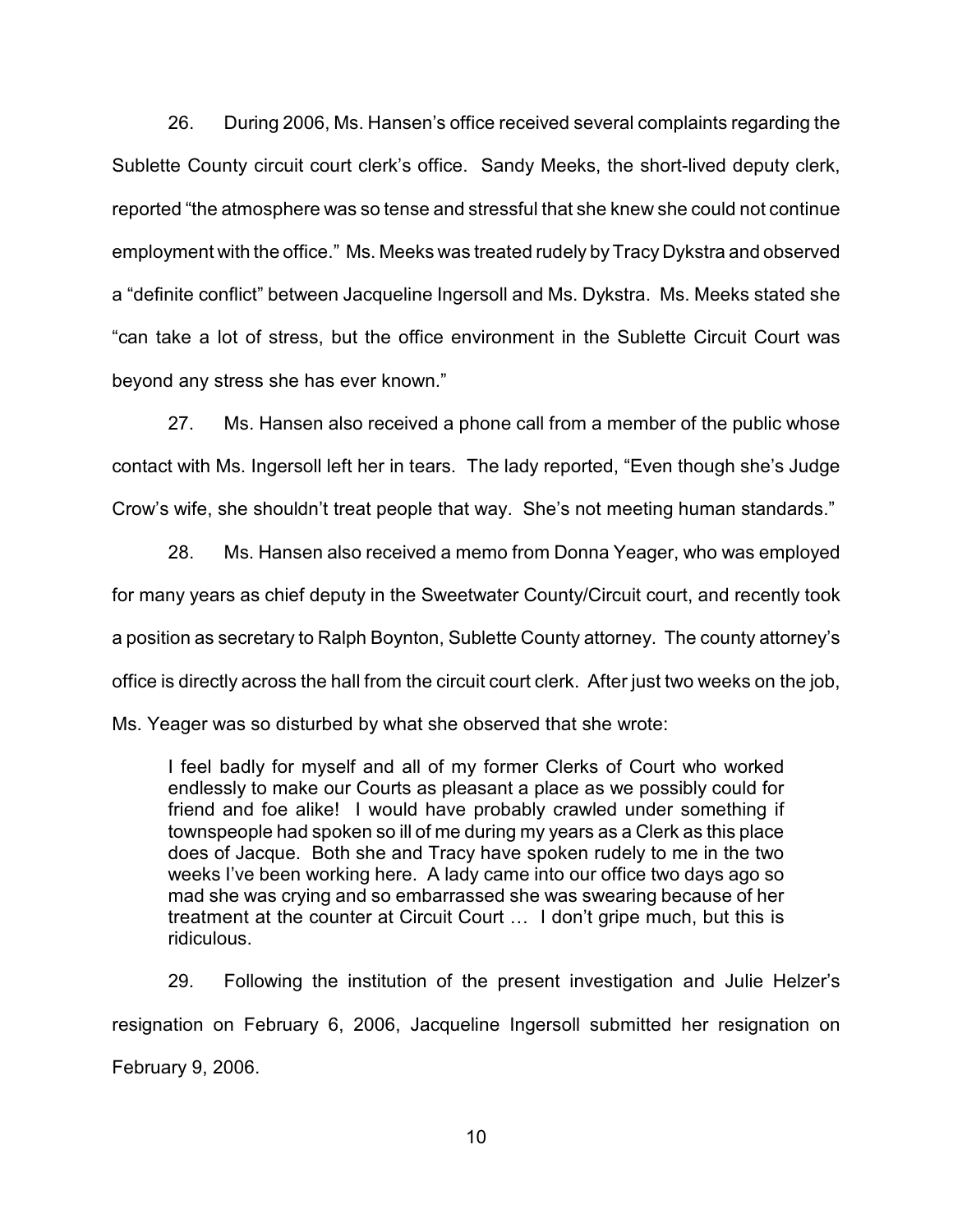26. During 2006, Ms. Hansen's office received several complaints regarding the Sublette County circuit court clerk's office. Sandy Meeks, the short-lived deputy clerk, reported "the atmosphere was so tense and stressful that she knew she could not continue employment with the office." Ms. Meeks was treated rudely by Tracy Dykstra and observed a "definite conflict" between Jacqueline Ingersoll and Ms. Dykstra. Ms. Meeks stated she "can take a lot of stress, but the office environment in the Sublette Circuit Court was beyond any stress she has ever known."

27. Ms. Hansen also received a phone call from a member of the public whose contact with Ms. Ingersoll left her in tears. The lady reported, "Even though she's Judge Crow's wife, she shouldn't treat people that way. She's not meeting human standards."

28. Ms. Hansen also received a memo from Donna Yeager, who was employed for many years as chief deputy in the Sweetwater County/Circuit court, and recently took a position as secretary to Ralph Boynton, Sublette County attorney. The county attorney's office is directly across the hall from the circuit court clerk. After just two weeks on the job, Ms. Yeager was so disturbed by what she observed that she wrote:

> I feel badly for myself and all of my former Clerks of Court who worked endlessly to make our Courts as pleasant a place as we possibly could for friend and foe alike! I would have probably crawled under something if townspeople had spoken so ill of me during my years as a Clerk as this place does of Jacque. Both she and Tracy have spoken rudely to me in the two weeks I've been working here. A lady came into our office two days ago so mad she was crying and so embarrassed she was swearing because of her treatment at the counter at Circuit Court … I don't gripe much, but this is ridiculous.

29. Following the institution of the present investigation and Julie Helzer's resignation on February 6, 2006, Jacqueline Ingersoll submitted her resignation on February 9, 2006.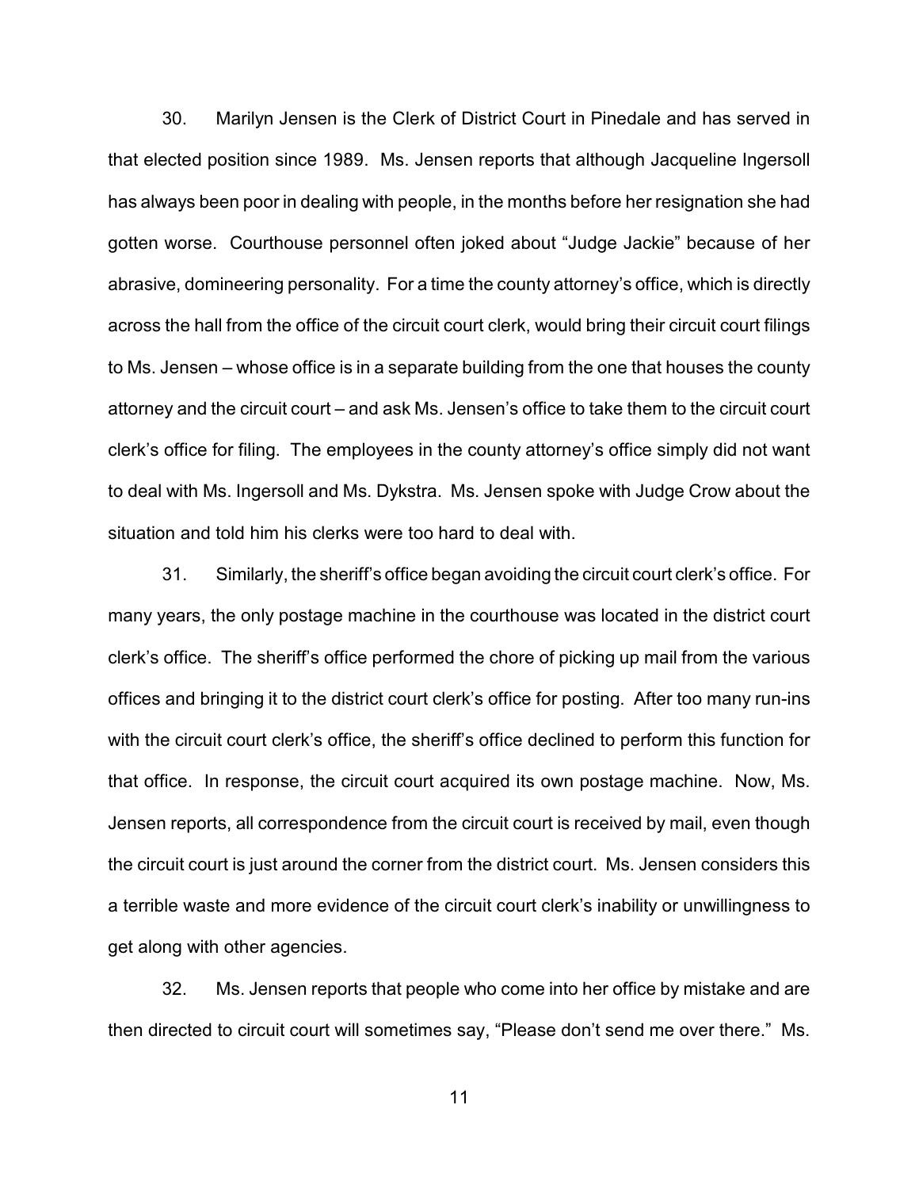30. Marilyn Jensen is the Clerk of District Court in Pinedale and has served in that elected position since 1989. Ms. Jensen reports that although Jacqueline Ingersoll has always been poor in dealing with people, in the months before her resignation she had gotten worse. Courthouse personnel often joked about "Judge Jackie" because of her abrasive, domineering personality. For a time the county attorney's office, which is directly across the hall from the office of the circuit court clerk, would bring their circuit court filings to Ms. Jensen – whose office is in a separate building from the one that houses the county attorney and the circuit court – and ask Ms. Jensen's office to take them to the circuit court clerk's office for filing. The employees in the county attorney's office simply did not want to deal with Ms. Ingersoll and Ms. Dykstra. Ms. Jensen spoke with Judge Crow about the situation and told him his clerks were too hard to deal with.

31. Similarly, the sheriff's office began avoiding the circuit court clerk's office. For many years, the only postage machine in the courthouse was located in the district court clerk's office. The sheriff's office performed the chore of picking up mail from the various offices and bringing it to the district court clerk's office for posting. After too many run-ins with the circuit court clerk's office, the sheriff's office declined to perform this function for that office. In response, the circuit court acquired its own postage machine. Now, Ms. Jensen reports, all correspondence from the circuit court is received by mail, even though the circuit court is just around the corner from the district court. Ms. Jensen considers this a terrible waste and more evidence of the circuit court clerk's inability or unwillingness to get along with other agencies.

32. Ms. Jensen reports that people who come into her office by mistake and are then directed to circuit court will sometimes say, "Please don't send me over there." Ms.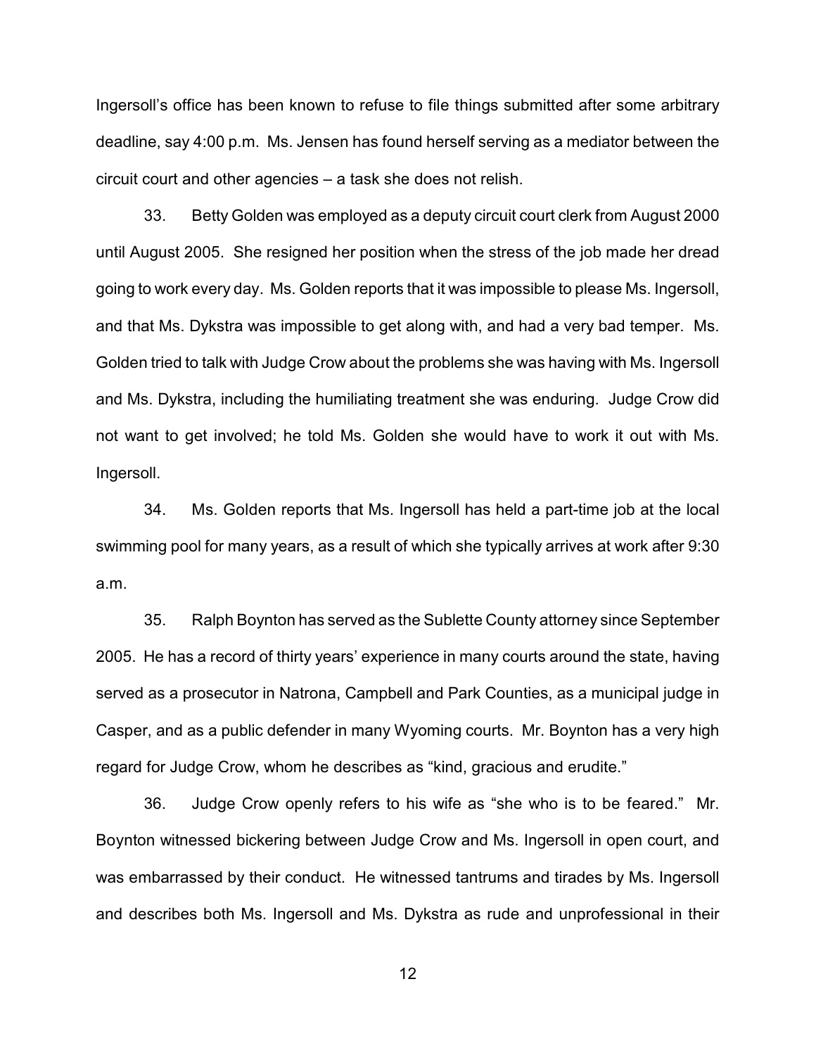Ingersoll's office has been known to refuse to file things submitted after some arbitrary deadline, say 4:00 p.m. Ms. Jensen has found herself serving as a mediator between the circuit court and other agencies – a task she does not relish.

33. Betty Golden was employed as a deputy circuit court clerk from August 2000 until August 2005. She resigned her position when the stress of the job made her dread going to work every day. Ms. Golden reports that it was impossible to please Ms. Ingersoll, and that Ms. Dykstra was impossible to get along with, and had a very bad temper. Ms. Golden tried to talk with Judge Crow about the problems she was having with Ms. Ingersoll and Ms. Dykstra, including the humiliating treatment she was enduring. Judge Crow did not want to get involved; he told Ms. Golden she would have to work it out with Ms. Ingersoll.

34. Ms. Golden reports that Ms. Ingersoll has held a part-time job at the local swimming pool for many years, as a result of which she typically arrives at work after 9:30 a.m.

35. Ralph Boynton has served as the Sublette County attorney since September 2005. He has a record of thirty years' experience in many courts around the state, having served as a prosecutor in Natrona, Campbell and Park Counties, as a municipal judge in Casper, and as a public defender in many Wyoming courts. Mr. Boynton has a very high regard for Judge Crow, whom he describes as "kind, gracious and erudite."

36. Judge Crow openly refers to his wife as "she who is to be feared." Mr. Boynton witnessed bickering between Judge Crow and Ms. Ingersoll in open court, and was embarrassed by their conduct. He witnessed tantrums and tirades by Ms. Ingersoll and describes both Ms. Ingersoll and Ms. Dykstra as rude and unprofessional in their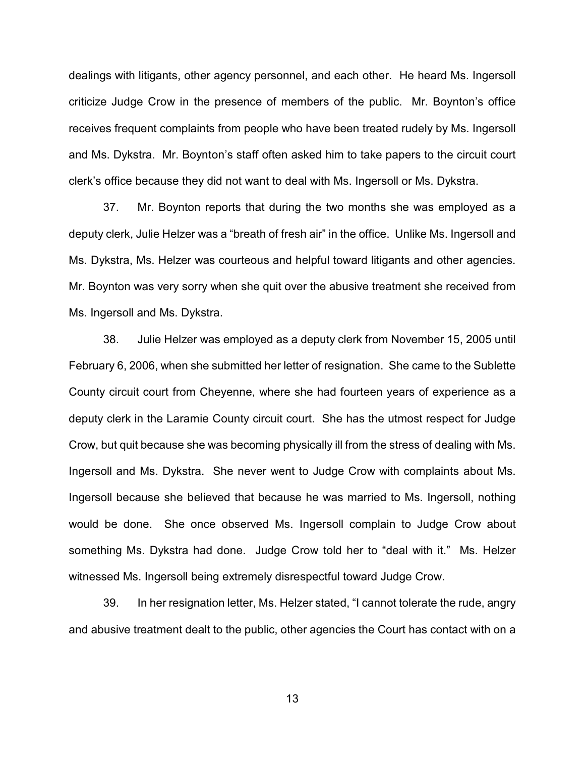dealings with litigants, other agency personnel, and each other. He heard Ms. Ingersoll criticize Judge Crow in the presence of members of the public. Mr. Boynton's office receives frequent complaints from people who have been treated rudely by Ms. Ingersoll and Ms. Dykstra. Mr. Boynton's staff often asked him to take papers to the circuit court clerk's office because they did not want to deal with Ms. Ingersoll or Ms. Dykstra.

37. Mr. Boynton reports that during the two months she was employed as a deputy clerk, Julie Helzer was a "breath of fresh air" in the office. Unlike Ms. Ingersoll and Ms. Dykstra, Ms. Helzer was courteous and helpful toward litigants and other agencies. Mr. Boynton was very sorry when she quit over the abusive treatment she received from Ms. Ingersoll and Ms. Dykstra.

38. Julie Helzer was employed as a deputy clerk from November 15, 2005 until February 6, 2006, when she submitted her letter of resignation. She came to the Sublette County circuit court from Cheyenne, where she had fourteen years of experience as a deputy clerk in the Laramie County circuit court. She has the utmost respect for Judge Crow, but quit because she was becoming physically ill from the stress of dealing with Ms. Ingersoll and Ms. Dykstra. She never went to Judge Crow with complaints about Ms. Ingersoll because she believed that because he was married to Ms. Ingersoll, nothing would be done. She once observed Ms. Ingersoll complain to Judge Crow about something Ms. Dykstra had done. Judge Crow told her to "deal with it." Ms. Helzer witnessed Ms. Ingersoll being extremely disrespectful toward Judge Crow.

39. In her resignation letter, Ms. Helzer stated, "I cannot tolerate the rude, angry and abusive treatment dealt to the public, other agencies the Court has contact with on a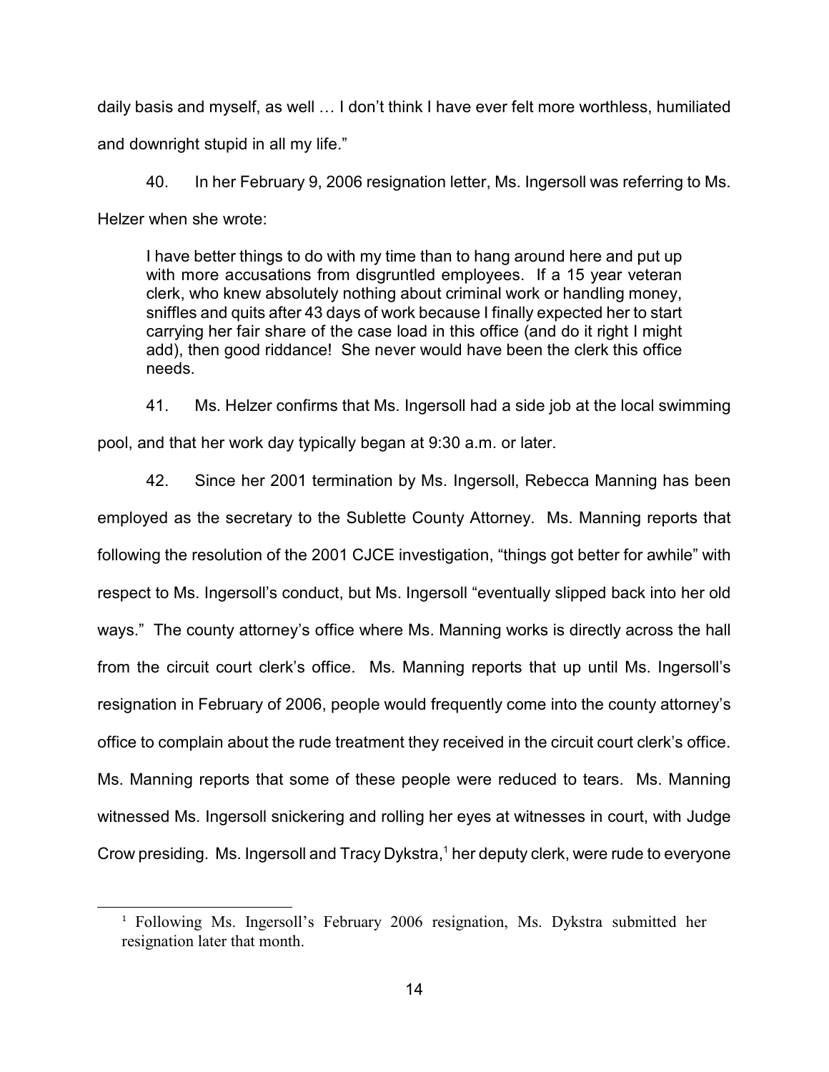daily basis and myself, as well … I don't think I have ever felt more worthless, humiliated and downright stupid in all my life."

40. In her February 9, 2006 resignation letter, Ms. Ingersoll was referring to Ms. Helzer when she wrote:

> I have better things to do with my time than to hang around here and put up with more accusations from disgruntled employees. If a 15 year veteran clerk, who knew absolutely nothing about criminal work or handling money, sniffles and quits after 43 days of work because I finally expected her to start carrying her fair share of the case load in this office (and do it right I might add), then good riddance! She never would have been the clerk this office needs.

41. Ms. Helzer confirms that Ms. Ingersoll had a side job at the local swimming pool, and that her work day typically began at 9:30 a.m. or later.

42. Since her 2001 termination by Ms. Ingersoll, Rebecca Manning has been employed as the secretary to the Sublette County Attorney. Ms. Manning reports that following the resolution of the 2001 CJCE investigation, "things got better for awhile" with respect to Ms. Ingersoll's conduct, but Ms. Ingersoll "eventually slipped back into her old ways." The county attorney's office where Ms. Manning works is directly across the hall from the circuit court clerk's office. Ms. Manning reports that up until Ms. Ingersoll's resignation in February of 2006, people would frequently come into the county attorney's office to complain about the rude treatment they received in the circuit court clerk's office. Ms. Manning reports that some of these people were reduced to tears. Ms. Manning witnessed Ms. Ingersoll snickering and rolling her eyes at witnesses in court, with Judge Crow presiding. Ms. Ingersoll and Tracy Dykstra,[1] her deputy clerk, were rude to everyone

[1] Following Ms. Ingersoll's February 2006 resignation, Ms. Dykstra submitted her resignation later that month.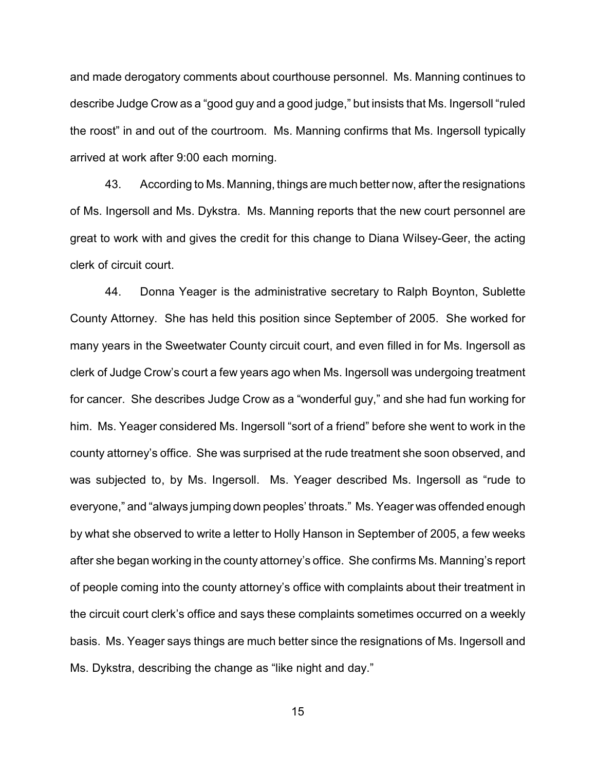and made derogatory comments about courthouse personnel. Ms. Manning continues to describe Judge Crow as a "good guy and a good judge," but insists that Ms. Ingersoll "ruled the roost" in and out of the courtroom. Ms. Manning confirms that Ms. Ingersoll typically arrived at work after 9:00 each morning.

43. According to Ms. Manning, things are much better now, after the resignations of Ms. Ingersoll and Ms. Dykstra. Ms. Manning reports that the new court personnel are great to work with and gives the credit for this change to Diana Wilsey-Geer, the acting clerk of circuit court.

44. Donna Yeager is the administrative secretary to Ralph Boynton, Sublette County Attorney. She has held this position since September of 2005. She worked for many years in the Sweetwater County circuit court, and even filled in for Ms. Ingersoll as clerk of Judge Crow's court a few years ago when Ms. Ingersoll was undergoing treatment for cancer. She describes Judge Crow as a "wonderful guy," and she had fun working for him. Ms. Yeager considered Ms. Ingersoll "sort of a friend" before she went to work in the county attorney's office. She was surprised at the rude treatment she soon observed, and was subjected to, by Ms. Ingersoll. Ms. Yeager described Ms. Ingersoll as "rude to everyone," and "always jumping down peoples' throats." Ms. Yeager was offended enough by what she observed to write a letter to Holly Hanson in September of 2005, a few weeks after she began working in the county attorney's office. She confirms Ms. Manning's report of people coming into the county attorney's office with complaints about their treatment in the circuit court clerk's office and says these complaints sometimes occurred on a weekly basis. Ms. Yeager says things are much better since the resignations of Ms. Ingersoll and Ms. Dykstra, describing the change as "like night and day."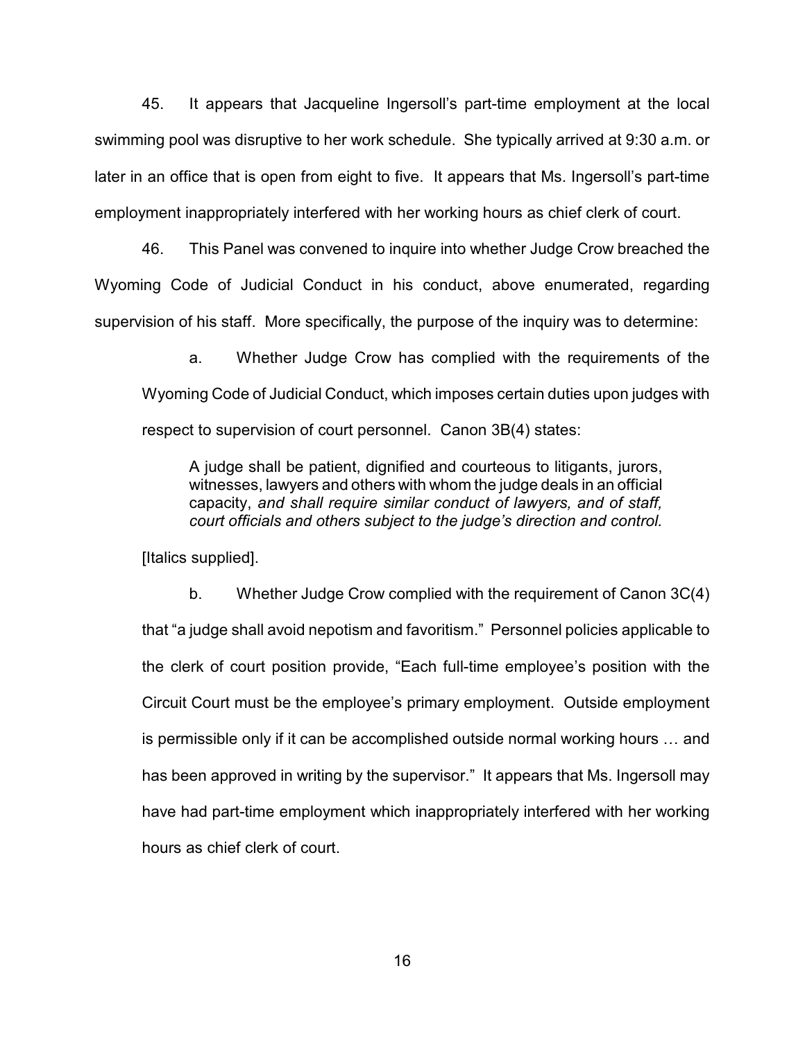45. It appears that Jacqueline Ingersoll's part-time employment at the local swimming pool was disruptive to her work schedule. She typically arrived at 9:30 a.m. or later in an office that is open from eight to five. It appears that Ms. Ingersoll's part-time employment inappropriately interfered with her working hours as chief clerk of court.

46. This Panel was convened to inquire into whether Judge Crow breached the Wyoming Code of Judicial Conduct in his conduct, above enumerated, regarding supervision of his staff. More specifically, the purpose of the inquiry was to determine:

a. Whether Judge Crow has complied with the requirements of the Wyoming Code of Judicial Conduct, which imposes certain duties upon judges with respect to supervision of court personnel. Canon 3B(4) states:

> A judge shall be patient, dignified and courteous to litigants, jurors, witnesses, lawyers and others with whom the judge deals in an official capacity, *and shall require similar conduct of lawyers, and of staff, court officials and others subject to the judge's direction and control.*

[Italics supplied].

b. Whether Judge Crow complied with the requirement of Canon 3C(4) that "a judge shall avoid nepotism and favoritism." Personnel policies applicable to the clerk of court position provide, "Each full-time employee's position with the Circuit Court must be the employee's primary employment. Outside employment is permissible only if it can be accomplished outside normal working hours … and has been approved in writing by the supervisor." It appears that Ms. Ingersoll may have had part-time employment which inappropriately interfered with her working hours as chief clerk of court.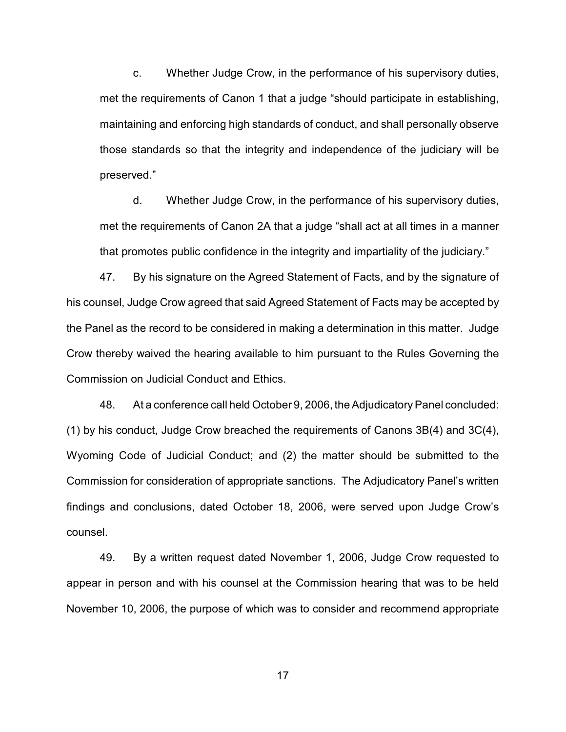c. Whether Judge Crow, in the performance of his supervisory duties, met the requirements of Canon 1 that a judge "should participate in establishing, maintaining and enforcing high standards of conduct, and shall personally observe those standards so that the integrity and independence of the judiciary will be preserved."

d. Whether Judge Crow, in the performance of his supervisory duties, met the requirements of Canon 2A that a judge "shall act at all times in a manner that promotes public confidence in the integrity and impartiality of the judiciary."

47. By his signature on the Agreed Statement of Facts, and by the signature of his counsel, Judge Crow agreed that said Agreed Statement of Facts may be accepted by the Panel as the record to be considered in making a determination in this matter. Judge Crow thereby waived the hearing available to him pursuant to the Rules Governing the Commission on Judicial Conduct and Ethics.

48. At a conference call held October 9, 2006, the Adjudicatory Panel concluded: (1) by his conduct, Judge Crow breached the requirements of Canons 3B(4) and 3C(4), Wyoming Code of Judicial Conduct; and (2) the matter should be submitted to the Commission for consideration of appropriate sanctions. The Adjudicatory Panel's written findings and conclusions, dated October 18, 2006, were served upon Judge Crow's counsel.

49. By a written request dated November 1, 2006, Judge Crow requested to appear in person and with his counsel at the Commission hearing that was to be held November 10, 2006, the purpose of which was to consider and recommend appropriate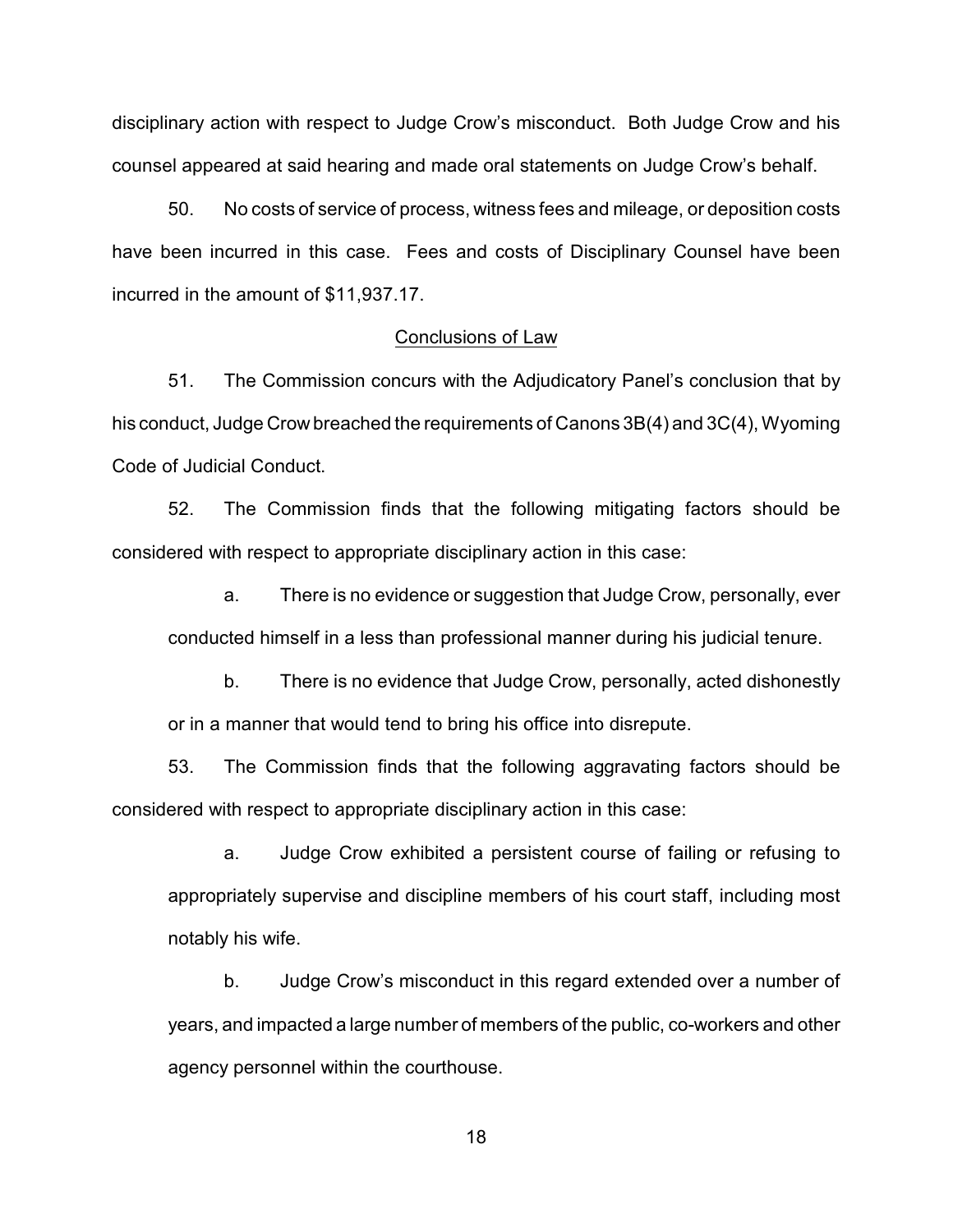disciplinary action with respect to Judge Crow's misconduct. Both Judge Crow and his counsel appeared at said hearing and made oral statements on Judge Crow's behalf.

50. No costs of service of process, witness fees and mileage, or deposition costs have been incurred in this case. Fees and costs of Disciplinary Counsel have been incurred in the amount of $11,937.17.

## Conclusions of Law

51. The Commission concurs with the Adjudicatory Panel's conclusion that by his conduct, Judge Crow breached the requirements of Canons 3B(4) and 3C(4), Wyoming Code of Judicial Conduct.

52. The Commission finds that the following mitigating factors should be considered with respect to appropriate disciplinary action in this case:

> a. There is no evidence or suggestion that Judge Crow, personally, ever conducted himself in a less than professional manner during his judicial tenure.
>
> b. There is no evidence that Judge Crow, personally, acted dishonestly or in a manner that would tend to bring his office into disrepute.

53. The Commission finds that the following aggravating factors should be considered with respect to appropriate disciplinary action in this case:

> a. Judge Crow exhibited a persistent course of failing or refusing to appropriately supervise and discipline members of his court staff, including most notably his wife.
>
> b. Judge Crow's misconduct in this regard extended over a number of years, and impacted a large number of members of the public, co-workers and other agency personnel within the courthouse.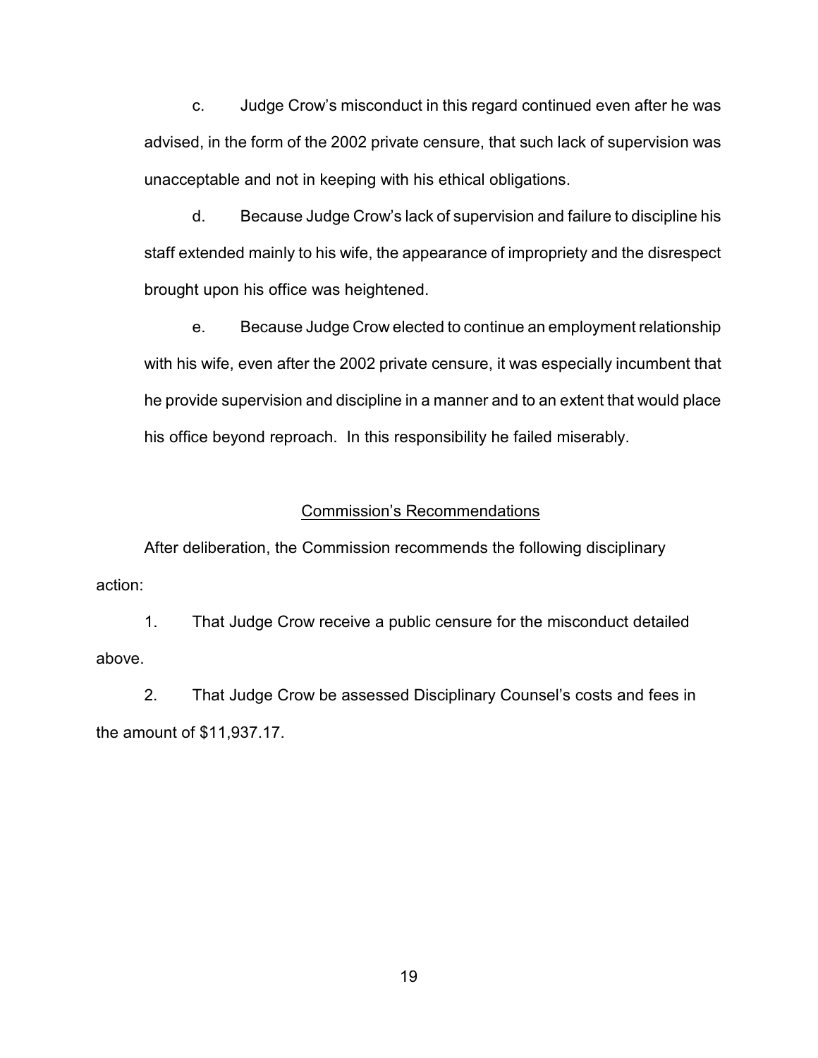c. Judge Crow's misconduct in this regard continued even after he was advised, in the form of the 2002 private censure, that such lack of supervision was unacceptable and not in keeping with his ethical obligations.

d. Because Judge Crow's lack of supervision and failure to discipline his staff extended mainly to his wife, the appearance of impropriety and the disrespect brought upon his office was heightened.

e. Because Judge Crow elected to continue an employment relationship with his wife, even after the 2002 private censure, it was especially incumbent that he provide supervision and discipline in a manner and to an extent that would place his office beyond reproach. In this responsibility he failed miserably.

## Commission's Recommendations

After deliberation, the Commission recommends the following disciplinary action:

1. That Judge Crow receive a public censure for the misconduct detailed above.

2. That Judge Crow be assessed Disciplinary Counsel's costs and fees in the amount of $11,937.17.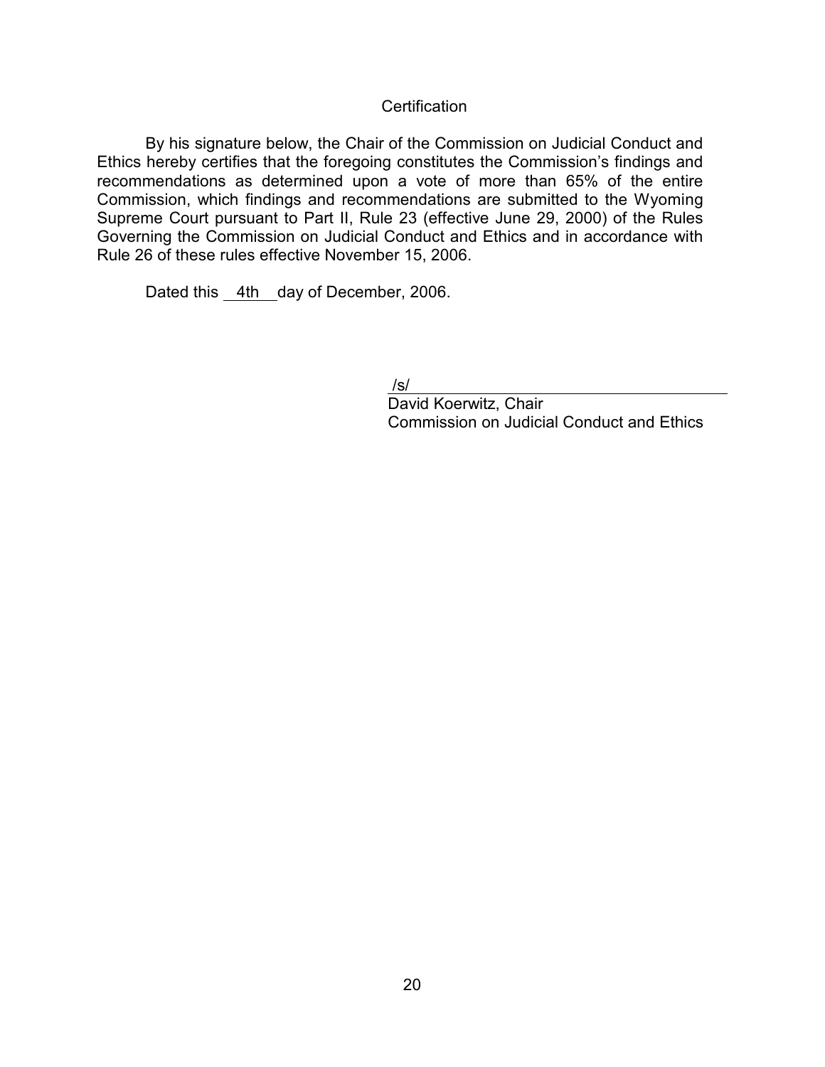## Certification

By his signature below, the Chair of the Commission on Judicial Conduct and Ethics hereby certifies that the foregoing constitutes the Commission's findings and recommendations as determined upon a vote of more than 65% of the entire Commission, which findings and recommendations are submitted to the Wyoming Supreme Court pursuant to Part II, Rule 23 (effective June 29, 2000) of the Rules Governing the Commission on Judicial Conduct and Ethics and in accordance with Rule 26 of these rules effective November 15, 2006.

Dated this 4th day of December, 2006.

/s/
David Koerwitz, Chair
Commission on Judicial Conduct and Ethics